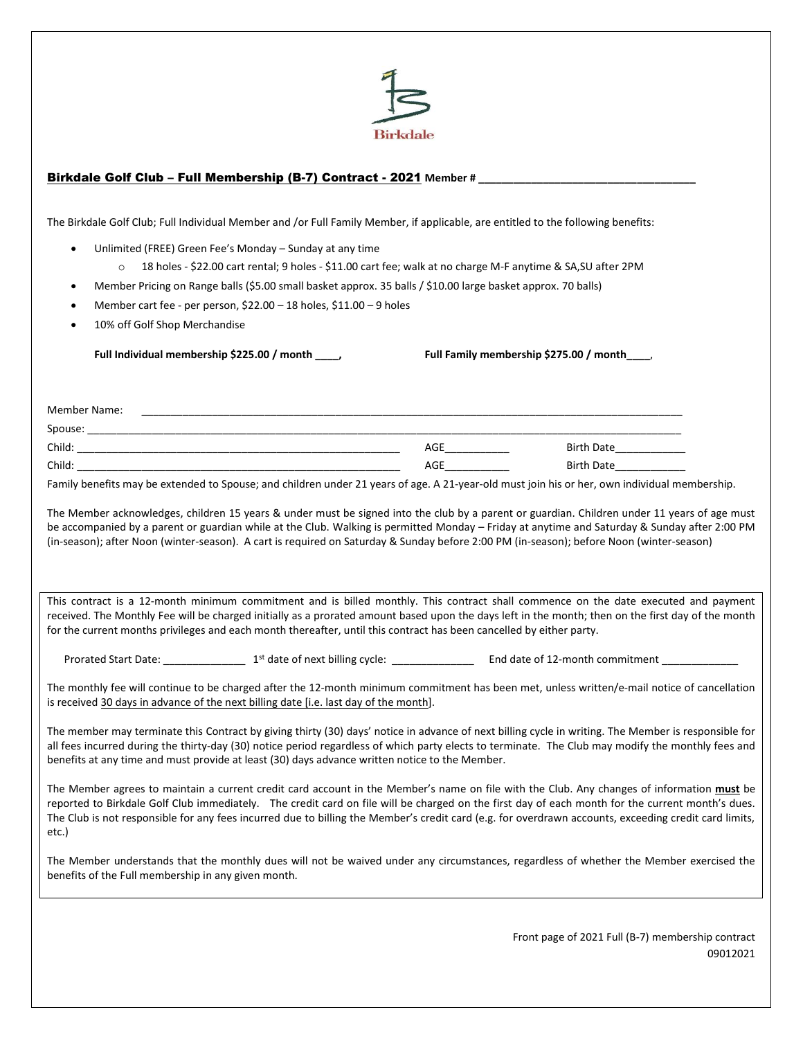Birkdale

## Birkdale Golf Club – Full Membership (B-7) Contract - 2021 Member # ____________________________________

The Birkdale Golf Club; Full Individual Member and /or Full Family Member, if applicable, are entitled to the following benefits:

- Unlimited (FREE) Green Fee's Monday – Sunday at any time
  - 18 holes - $22.00 cart rental; 9 holes - $11.00 cart fee; walk at no charge M-F anytime & SA,SU after 2PM
- Member Pricing on Range balls ($5.00 small basket approx. 35 balls / $10.00 large basket approx. 70 balls)
- Member cart fee - per person, $22.00 – 18 holes, $11.00 – 9 holes
- 10% off Golf Shop Merchandise

**Full Individual membership $225.00 / month ____,** **Full Family membership $275.00 / month____,**

Member Name: ____________________________________________________________________________________________

Spouse: ________________________________________________________________________________________________

Child: ___________________________________________________________ AGE___________ Birth Date____________

Child: ___________________________________________________________ AGE___________ Birth Date____________

Family benefits may be extended to Spouse; and children under 21 years of age. A 21-year-old must join his or her, own individual membership.

The Member acknowledges, children 15 years & under must be signed into the club by a parent or guardian. Children under 11 years of age must be accompanied by a parent or guardian while at the Club. Walking is permitted Monday – Friday at anytime and Saturday & Sunday after 2:00 PM (in-season); after Noon (winter-season). A cart is required on Saturday & Sunday before 2:00 PM (in-season); before Noon (winter-season)

This contract is a 12-month minimum commitment and is billed monthly. This contract shall commence on the date executed and payment received. The Monthly Fee will be charged initially as a prorated amount based upon the days left in the month; then on the first day of the month for the current months privileges and each month thereafter, until this contract has been cancelled by either party.

Prorated Start Date: ______________ 1st date of next billing cycle: ______________ End date of 12-month commitment _____________

The monthly fee will continue to be charged after the 12-month minimum commitment has been met, unless written/e-mail notice of cancellation is received 30 days in advance of the next billing date [i.e. last day of the month].

The member may terminate this Contract by giving thirty (30) days' notice in advance of next billing cycle in writing. The Member is responsible for all fees incurred during the thirty-day (30) notice period regardless of which party elects to terminate. The Club may modify the monthly fees and benefits at any time and must provide at least (30) days advance written notice to the Member.

The Member agrees to maintain a current credit card account in the Member's name on file with the Club. Any changes of information **must** be reported to Birkdale Golf Club immediately. The credit card on file will be charged on the first day of each month for the current month's dues. The Club is not responsible for any fees incurred due to billing the Member's credit card (e.g. for overdrawn accounts, exceeding credit card limits, etc.)

The Member understands that the monthly dues will not be waived under any circumstances, regardless of whether the Member exercised the benefits of the Full membership in any given month.

Front page of 2021 Full (B-7) membership contract
09012021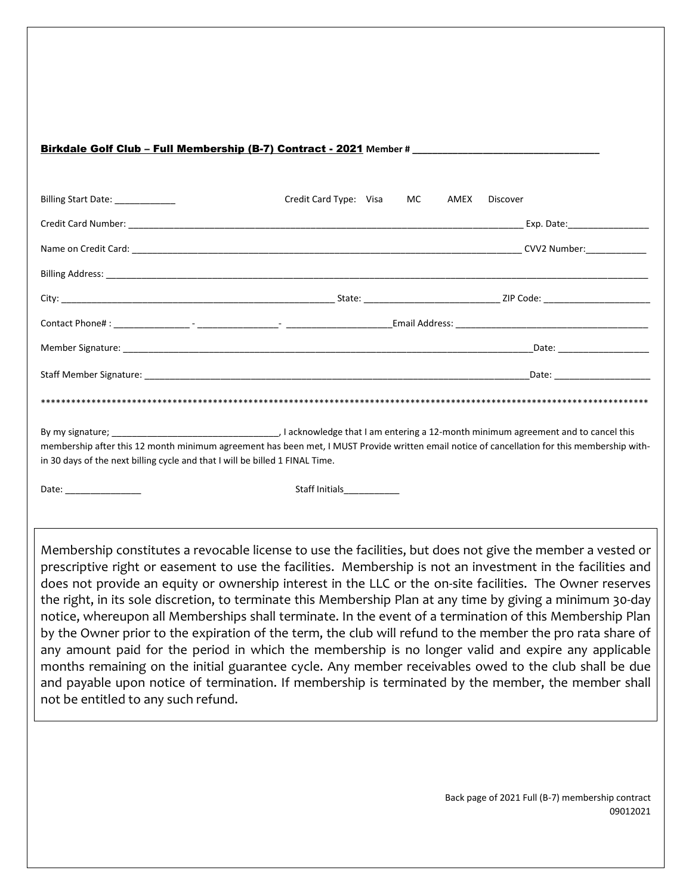**Birkdale Golf Club – Full Membership (B-7) Contract - 2021** **Member # ________________________________**

Billing Start Date: ____________ Credit Card Type: Visa MC AMEX Discover

Credit Card Number: ________________________________________________________________________________ Exp. Date:________________

Name on Credit Card: ______________________________________________________________________________ CVV2 Number:____________

Billing Address: ______________________________________________________________________________________________________________

City: _______________________________________________________ State: __________________________ ZIP Code: _____________________

Contact Phone# : _______________ - _______________- ____________________Email Address: ______________________________________

Member Signature: ____________________________________________________________________________________Date: __________________

Staff Member Signature: _______________________________________________________________________________Date: ___________________

*****************************************************************************************************************************

By my signature; ________________________________, I acknowledge that I am entering a 12-month minimum agreement and to cancel this membership after this 12 month minimum agreement has been met, I MUST Provide written email notice of cancellation for this membership with-in 30 days of the next billing cycle and that I will be billed 1 FINAL Time.

Date: _______________ Staff Initials___________

Membership constitutes a revocable license to use the facilities, but does not give the member a vested or prescriptive right or easement to use the facilities. Membership is not an investment in the facilities and does not provide an equity or ownership interest in the LLC or the on-site facilities. The Owner reserves the right, in its sole discretion, to terminate this Membership Plan at any time by giving a minimum 30-day notice, whereupon all Memberships shall terminate. In the event of a termination of this Membership Plan by the Owner prior to the expiration of the term, the club will refund to the member the pro rata share of any amount paid for the period in which the membership is no longer valid and expire any applicable months remaining on the initial guarantee cycle. Any member receivables owed to the club shall be due and payable upon notice of termination. If membership is terminated by the member, the member shall not be entitled to any such refund.

Back page of 2021 Full (B-7) membership contract
09012021